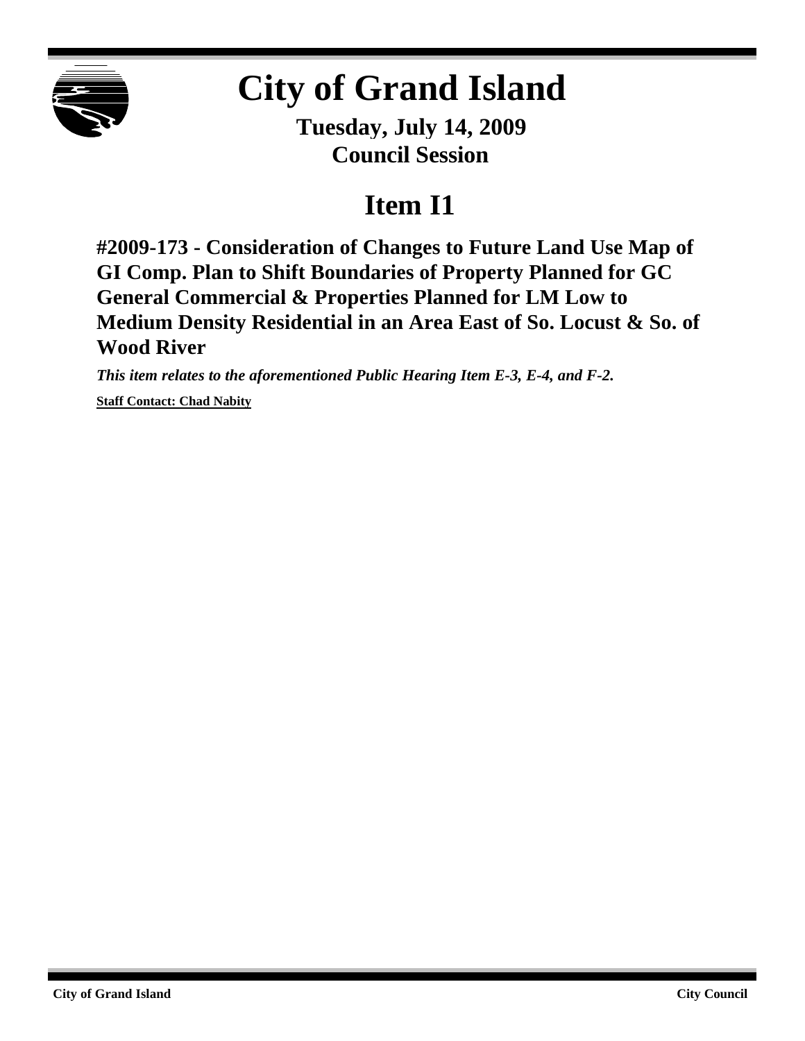# City of Grand Island

**Tuesday, July 14, 2009**
**Council Session**

## Item I1

**#2009-173 - Consideration of Changes to Future Land Use Map of GI Comp. Plan to Shift Boundaries of Property Planned for GC General Commercial & Properties Planned for LM Low to Medium Density Residential in an Area East of So. Locust & So. of Wood River**

***This item relates to the aforementioned Public Hearing Item E-3, E-4, and F-2.***

**Staff Contact: Chad Nabity**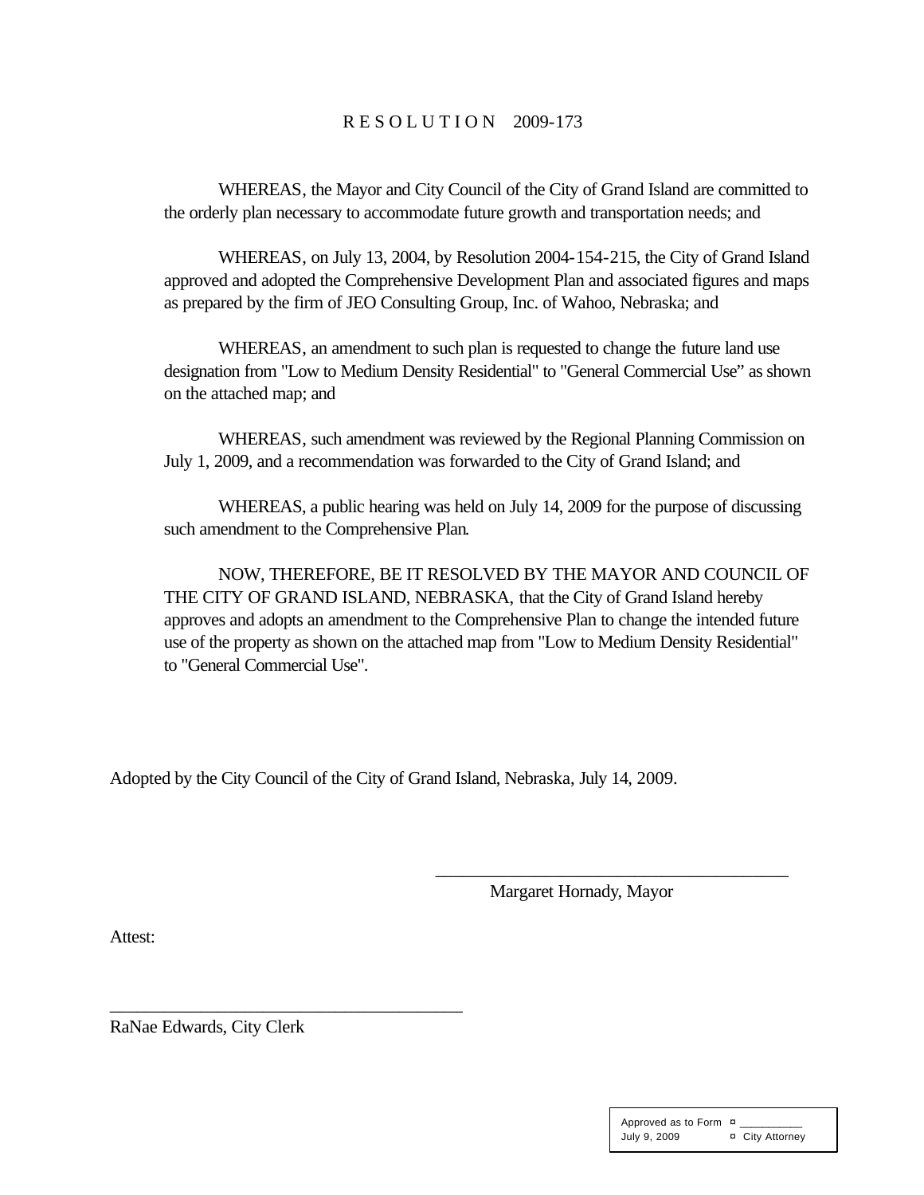# R E S O L U T I O N 2009-173

WHEREAS, the Mayor and City Council of the City of Grand Island are committed to the orderly plan necessary to accommodate future growth and transportation needs; and

WHEREAS, on July 13, 2004, by Resolution 2004-154-215, the City of Grand Island approved and adopted the Comprehensive Development Plan and associated figures and maps as prepared by the firm of JEO Consulting Group, Inc. of Wahoo, Nebraska; and

WHEREAS, an amendment to such plan is requested to change the future land use designation from "Low to Medium Density Residential" to "General Commercial Use" as shown on the attached map; and

WHEREAS, such amendment was reviewed by the Regional Planning Commission on July 1, 2009, and a recommendation was forwarded to the City of Grand Island; and

WHEREAS, a public hearing was held on July 14, 2009 for the purpose of discussing such amendment to the Comprehensive Plan.

NOW, THEREFORE, BE IT RESOLVED BY THE MAYOR AND COUNCIL OF THE CITY OF GRAND ISLAND, NEBRASKA, that the City of Grand Island hereby approves and adopts an amendment to the Comprehensive Plan to change the intended future use of the property as shown on the attached map from "Low to Medium Density Residential" to "General Commercial Use".

---

Adopted by the City Council of the City of Grand Island, Nebraska, July 14, 2009.

_______________________________________
Margaret Hornady, Mayor

Attest:

_______________________________________
RaNae Edwards, City Clerk

| | |
|---|---|
| Approved as to Form ¤ | ___________ |
| July 9, 2009 | ¤ City Attorney |